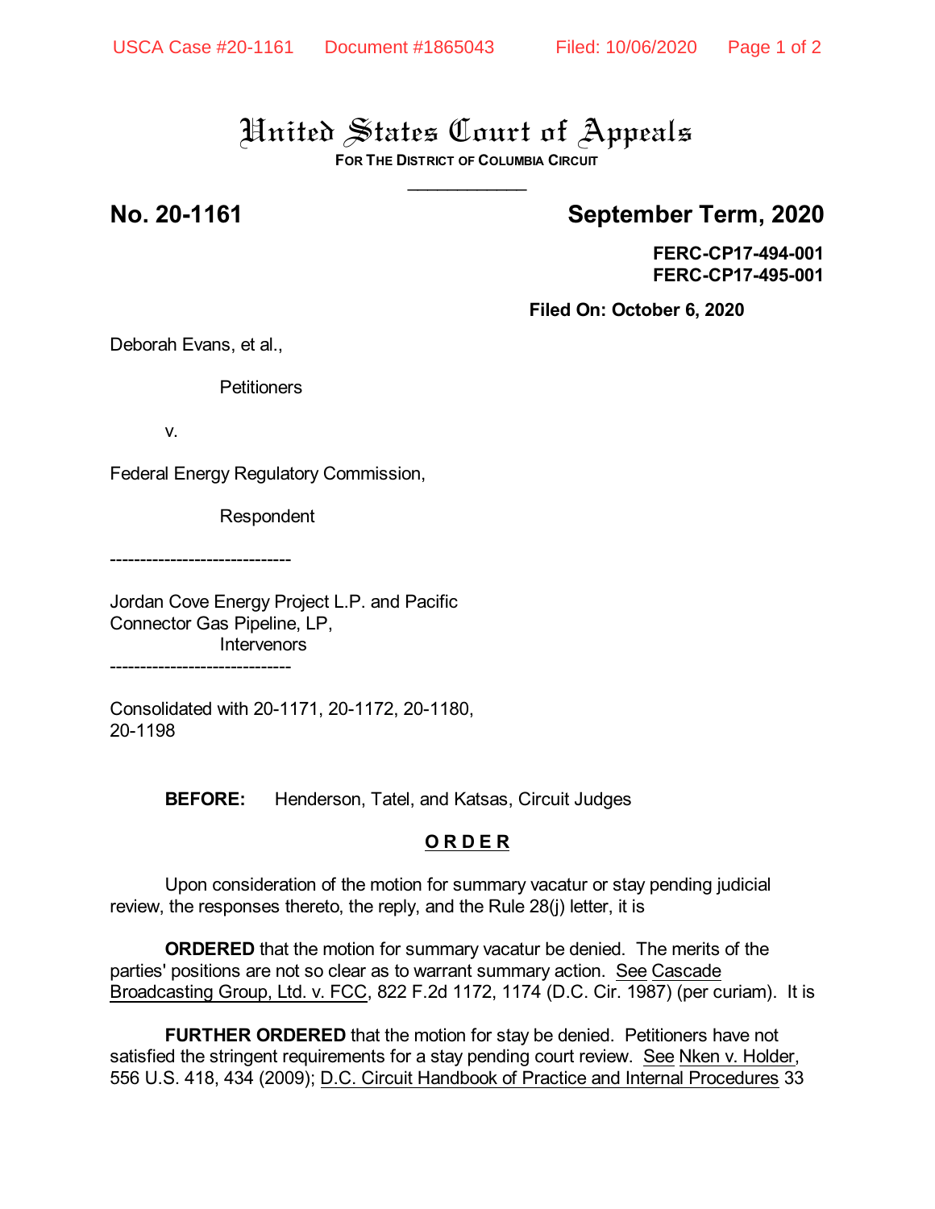# United States Court of Appeals

**FOR THE DISTRICT OF COLUMBIA CIRCUIT**

\_\_\_\_\_\_\_\_\_\_\_\_

**No. 20-1161** **September Term, 2020**

**FERC-CP17-494-001**
**FERC-CP17-495-001**

**Filed On: October 6, 2020**

Deborah Evans, et al.,

Petitioners

v.

Federal Energy Regulatory Commission,

Respondent

------------------------------

Jordan Cove Energy Project L.P. and Pacific Connector Gas Pipeline, LP,

Intervenors

------------------------------

Consolidated with 20-1171, 20-1172, 20-1180, 20-1198

**BEFORE:** Henderson, Tatel, and Katsas, Circuit Judges

## O R D E R

Upon consideration of the motion for summary vacatur or stay pending judicial review, the responses thereto, the reply, and the Rule 28(j) letter, it is

**ORDERED** that the motion for summary vacatur be denied. The merits of the parties' positions are not so clear as to warrant summary action. See Cascade Broadcasting Group, Ltd. v. FCC, 822 F.2d 1172, 1174 (D.C. Cir. 1987) (per curiam). It is

**FURTHER ORDERED** that the motion for stay be denied. Petitioners have not satisfied the stringent requirements for a stay pending court review. See Nken v. Holder, 556 U.S. 418, 434 (2009); D.C. Circuit Handbook of Practice and Internal Procedures 33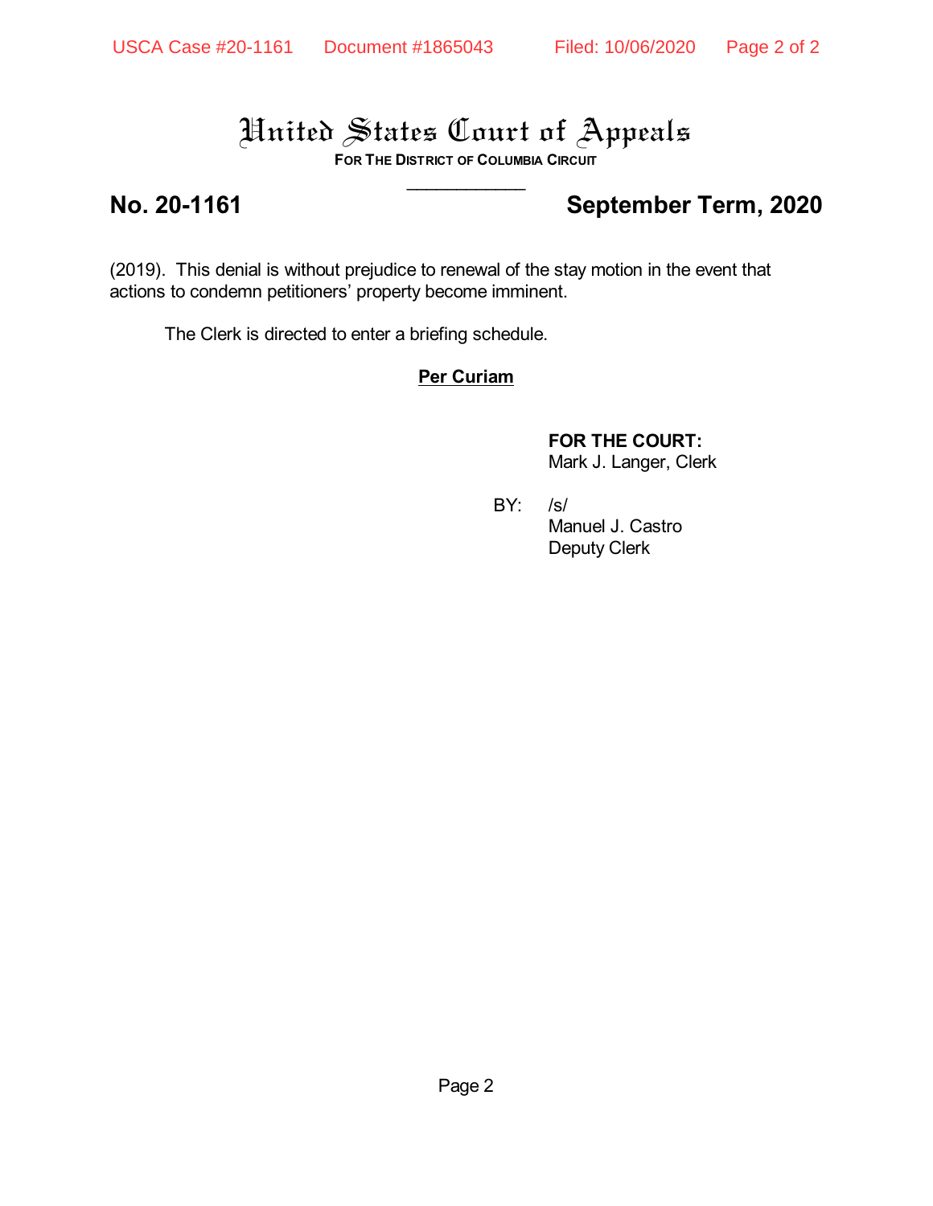# United States Court of Appeals

FOR THE DISTRICT OF COLUMBIA CIRCUIT

---

**No. 20-1161** **September Term, 2020**

(2019). This denial is without prejudice to renewal of the stay motion in the event that actions to condemn petitioners' property become imminent.

The Clerk is directed to enter a briefing schedule.

**Per Curiam**

**FOR THE COURT:**
Mark J. Langer, Clerk

BY: /s/
Manuel J. Castro
Deputy Clerk